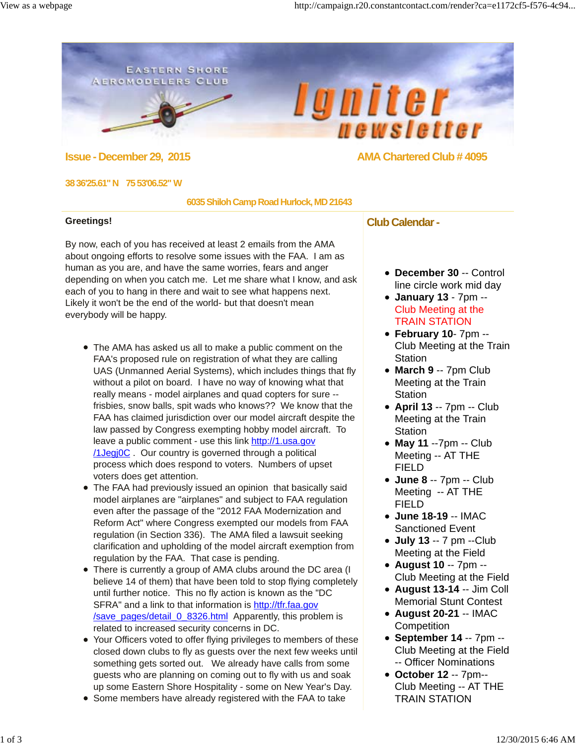# Eastern Shore Aeromodelers Club — Igniter newsletter

**Issue - December 29, 2015**

**AMA Chartered Club # 4095**

**38 36'25.61" N 75 53'06.52" W**

**6035 Shiloh Camp Road Hurlock, MD 21643**

**Greetings!**

By now, each of you has received at least 2 emails from the AMA about ongoing efforts to resolve some issues with the FAA. I am as human as you are, and have the same worries, fears and anger depending on when you catch me. Let me share what I know, and ask each of you to hang in there and wait to see what happens next. Likely it won't be the end of the world- but that doesn't mean everybody will be happy.

- The AMA has asked us all to make a public comment on the FAA's proposed rule on registration of what they are calling UAS (Unmanned Aerial Systems), which includes things that fly without a pilot on board. I have no way of knowing what that really means - model airplanes and quad copters for sure -- frisbies, snow balls, spit wads who knows?? We know that the FAA has claimed jurisdiction over our model aircraft despite the law passed by Congress exempting hobby model aircraft. To leave a public comment - use this link http://1.usa.gov/1Jegj0C . Our country is governed through a political process which does respond to voters. Numbers of upset voters does get attention.
- The FAA had previously issued an opinion that basically said model airplanes are "airplanes" and subject to FAA regulation even after the passage of the "2012 FAA Modernization and Reform Act" where Congress exempted our models from FAA regulation (in Section 336). The AMA filed a lawsuit seeking clarification and upholding of the model aircraft exemption from regulation by the FAA. That case is pending.
- There is currently a group of AMA clubs around the DC area (I believe 14 of them) that have been told to stop flying completely until further notice. This no fly action is known as the "DC SFRA" and a link to that information is http://tfr.faa.gov/save_pages/detail_0_8326.html Apparently, this problem is related to increased security concerns in DC.
- Your Officers voted to offer flying privileges to members of these closed down clubs to fly as guests over the next few weeks until something gets sorted out. We already have calls from some guests who are planning on coming out to fly with us and soak up some Eastern Shore Hospitality - some on New Year's Day.
- Some members have already registered with the FAA to take

## Club Calendar -

- **December 30** -- Control line circle work mid day
- **January 13** - 7pm -- Club Meeting at the TRAIN STATION
- **February 10**- 7pm -- Club Meeting at the Train Station
- **March 9** -- 7pm Club Meeting at the Train Station
- **April 13** -- 7pm -- Club Meeting at the Train Station
- **May 11** --7pm -- Club Meeting -- AT THE FIELD
- **June 8** -- 7pm -- Club Meeting -- AT THE FIELD
- **June 18-19** -- IMAC Sanctioned Event
- **July 13** -- 7 pm --Club Meeting at the Field
- **August 10** -- 7pm -- Club Meeting at the Field
- **August 13-14** -- Jim Coll Memorial Stunt Contest
- **August 20-21** -- IMAC Competition
- **September 14** -- 7pm -- Club Meeting at the Field -- Officer Nominations
- **October 12** -- 7pm-- Club Meeting -- AT THE TRAIN STATION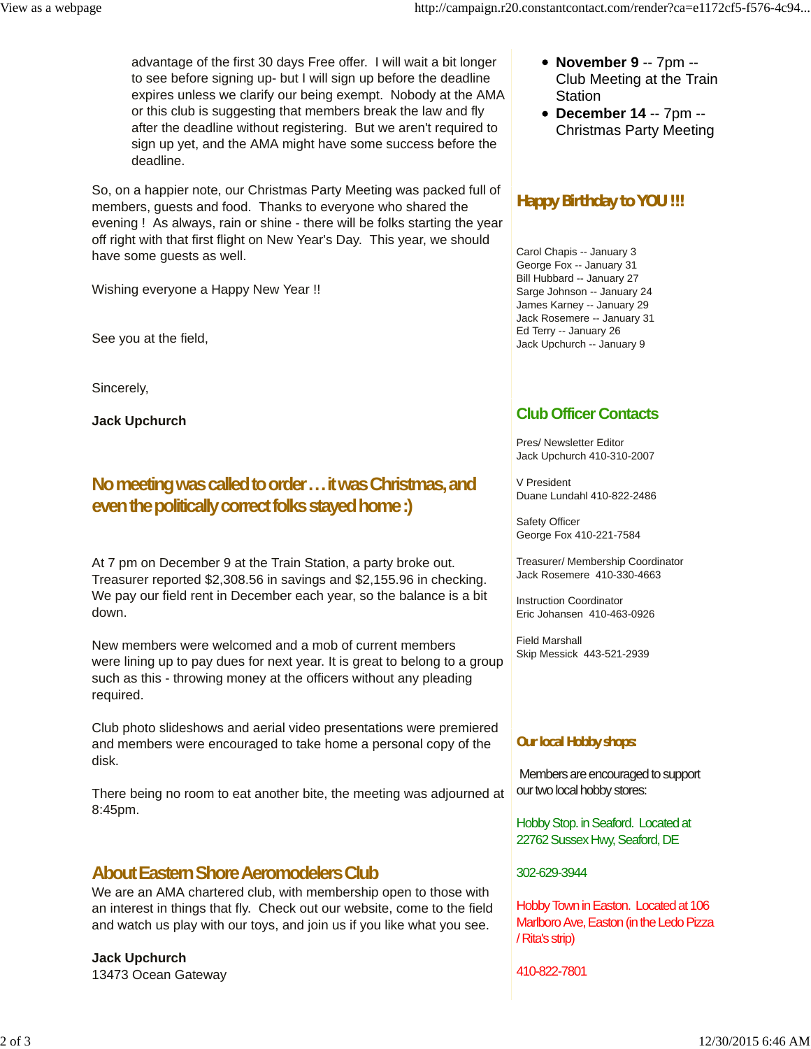advantage of the first 30 days Free offer. I will wait a bit longer to see before signing up- but I will sign up before the deadline expires unless we clarify our being exempt. Nobody at the AMA or this club is suggesting that members break the law and fly after the deadline without registering. But we aren't required to sign up yet, and the AMA might have some success before the deadline.

So, on a happier note, our Christmas Party Meeting was packed full of members, guests and food. Thanks to everyone who shared the evening ! As always, rain or shine - there will be folks starting the year off right with that first flight on New Year's Day. This year, we should have some guests as well.

Wishing everyone a Happy New Year !!

See you at the field,

Sincerely,

**Jack Upchurch**

## No meeting was called to order . . . it was Christmas, and even the politically correct folks stayed home :)

At 7 pm on December 9 at the Train Station, a party broke out. Treasurer reported $2,308.56 in savings and $2,155.96 in checking. We pay our field rent in December each year, so the balance is a bit down.

New members were welcomed and a mob of current members were lining up to pay dues for next year. It is great to belong to a group such as this - throwing money at the officers without any pleading required.

Club photo slideshows and aerial video presentations were premiered and members were encouraged to take home a personal copy of the disk.

There being no room to eat another bite, the meeting was adjourned at 8:45pm.

## About Eastern Shore Aeromodelers Club

We are an AMA chartered club, with membership open to those with an interest in things that fly. Check out our website, come to the field and watch us play with our toys, and join us if you like what you see.

**Jack Upchurch**
13473 Ocean Gateway

- **November 9** -- 7pm -- Club Meeting at the Train Station
- **December 14** -- 7pm -- Christmas Party Meeting

## Happy Birthday to YOU !!!

Carol Chapis -- January 3
George Fox -- January 31
Bill Hubbard -- January 27
Sarge Johnson -- January 24
James Karney -- January 29
Jack Rosemere -- January 31
Ed Terry -- January 26
Jack Upchurch -- January 9

## Club Officer Contacts

Pres/ Newsletter Editor
Jack Upchurch 410-310-2007

V President
Duane Lundahl 410-822-2486

Safety Officer
George Fox 410-221-7584

Treasurer/ Membership Coordinator
Jack Rosemere 410-330-4663

Instruction Coordinator
Eric Johansen 410-463-0926

Field Marshall
Skip Messick 443-521-2939

## Our local Hobby shops

Members are encouraged to support our two local hobby stores:

Hobby Stop. in Seaford. Located at 22762 Sussex Hwy, Seaford, DE

302-629-3944

Hobby Town in Easton. Located at 106 Marlboro Ave, Easton (in the Ledo Pizza / Rita's strip)

410-822-7801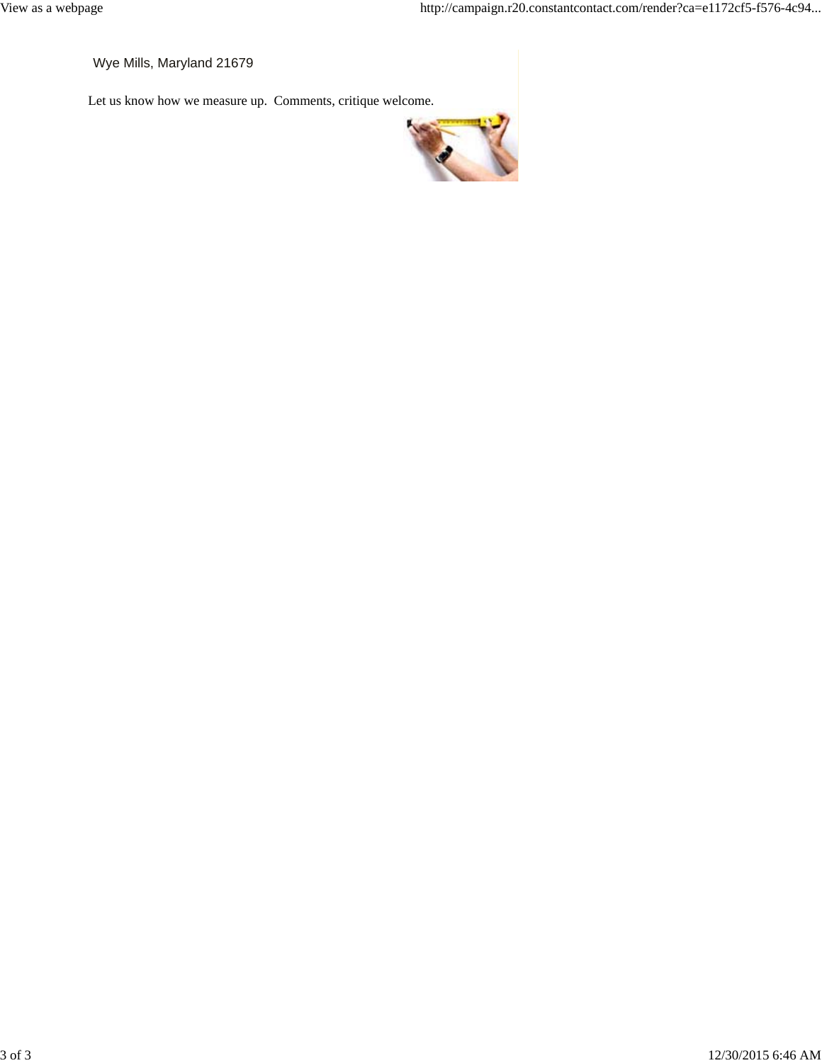Wye Mills, Maryland 21679

Let us know how we measure up. Comments, critique welcome.